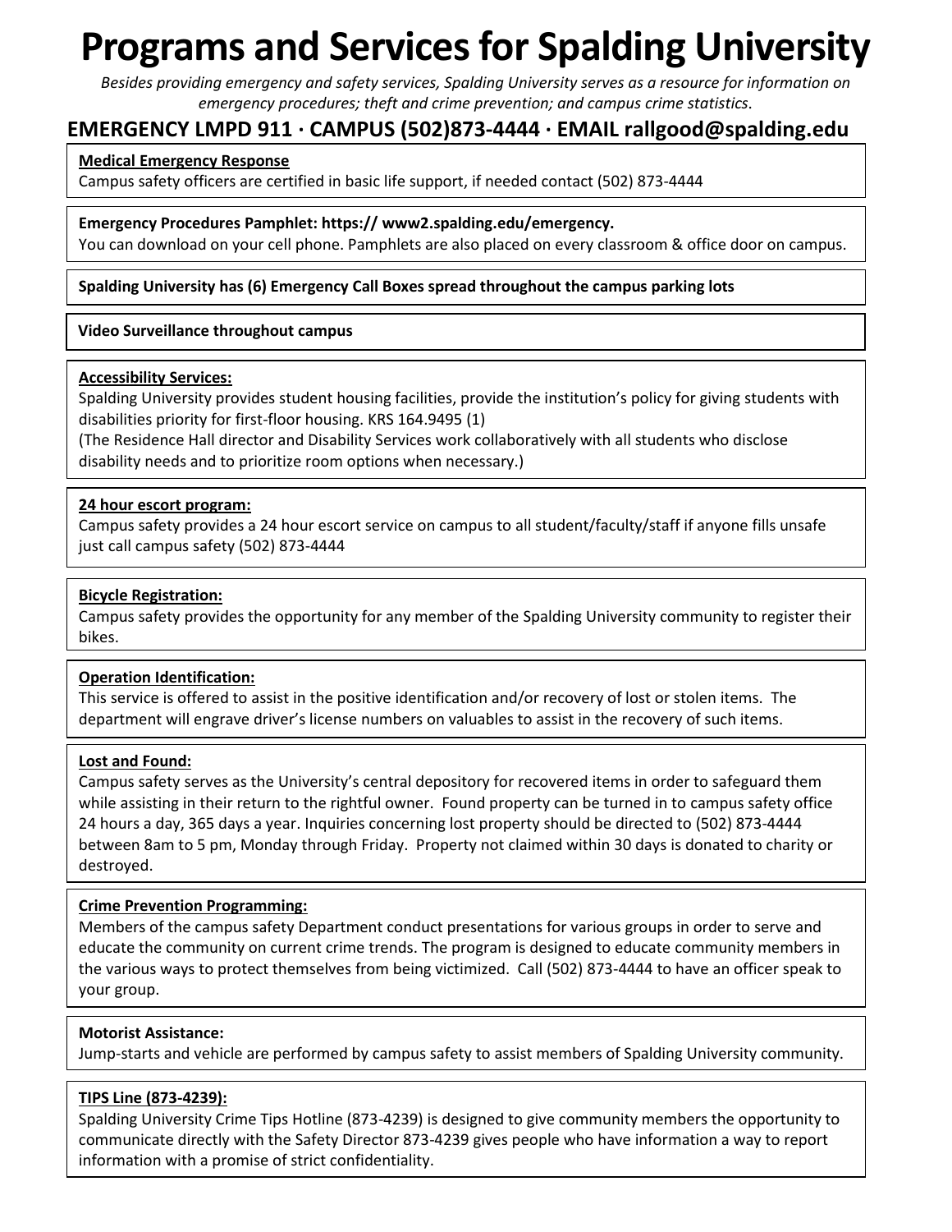# Programs and Services for Spalding University

*Besides providing emergency and safety services, Spalding University serves as a resource for information on emergency procedures; theft and crime prevention; and campus crime statistics.*

## EMERGENCY LMPD 911 · CAMPUS (502)873-4444 · EMAIL rallgood@spalding.edu

**Medical Emergency Response**

Campus safety officers are certified in basic life support, if needed contact (502) 873-4444

**Emergency Procedures Pamphlet: https:// www2.spalding.edu/emergency.**

You can download on your cell phone. Pamphlets are also placed on every classroom & office door on campus.

**Spalding University has (6) Emergency Call Boxes spread throughout the campus parking lots**

**Video Surveillance throughout campus**

**Accessibility Services:**

Spalding University provides student housing facilities, provide the institution's policy for giving students with disabilities priority for first-floor housing. KRS 164.9495 (1)

(The Residence Hall director and Disability Services work collaboratively with all students who disclose disability needs and to prioritize room options when necessary.)

**24 hour escort program:**

Campus safety provides a 24 hour escort service on campus to all student/faculty/staff if anyone fills unsafe just call campus safety (502) 873-4444

**Bicycle Registration:**

Campus safety provides the opportunity for any member of the Spalding University community to register their bikes.

**Operation Identification:**

This service is offered to assist in the positive identification and/or recovery of lost or stolen items. The department will engrave driver's license numbers on valuables to assist in the recovery of such items.

**Lost and Found:**

Campus safety serves as the University's central depository for recovered items in order to safeguard them while assisting in their return to the rightful owner. Found property can be turned in to campus safety office 24 hours a day, 365 days a year. Inquiries concerning lost property should be directed to (502) 873-4444 between 8am to 5 pm, Monday through Friday. Property not claimed within 30 days is donated to charity or destroyed.

**Crime Prevention Programming:**

Members of the campus safety Department conduct presentations for various groups in order to serve and educate the community on current crime trends. The program is designed to educate community members in the various ways to protect themselves from being victimized. Call (502) 873-4444 to have an officer speak to your group.

**Motorist Assistance:**

Jump-starts and vehicle are performed by campus safety to assist members of Spalding University community.

**TIPS Line (873-4239):**

Spalding University Crime Tips Hotline (873-4239) is designed to give community members the opportunity to communicate directly with the Safety Director 873-4239 gives people who have information a way to report information with a promise of strict confidentiality.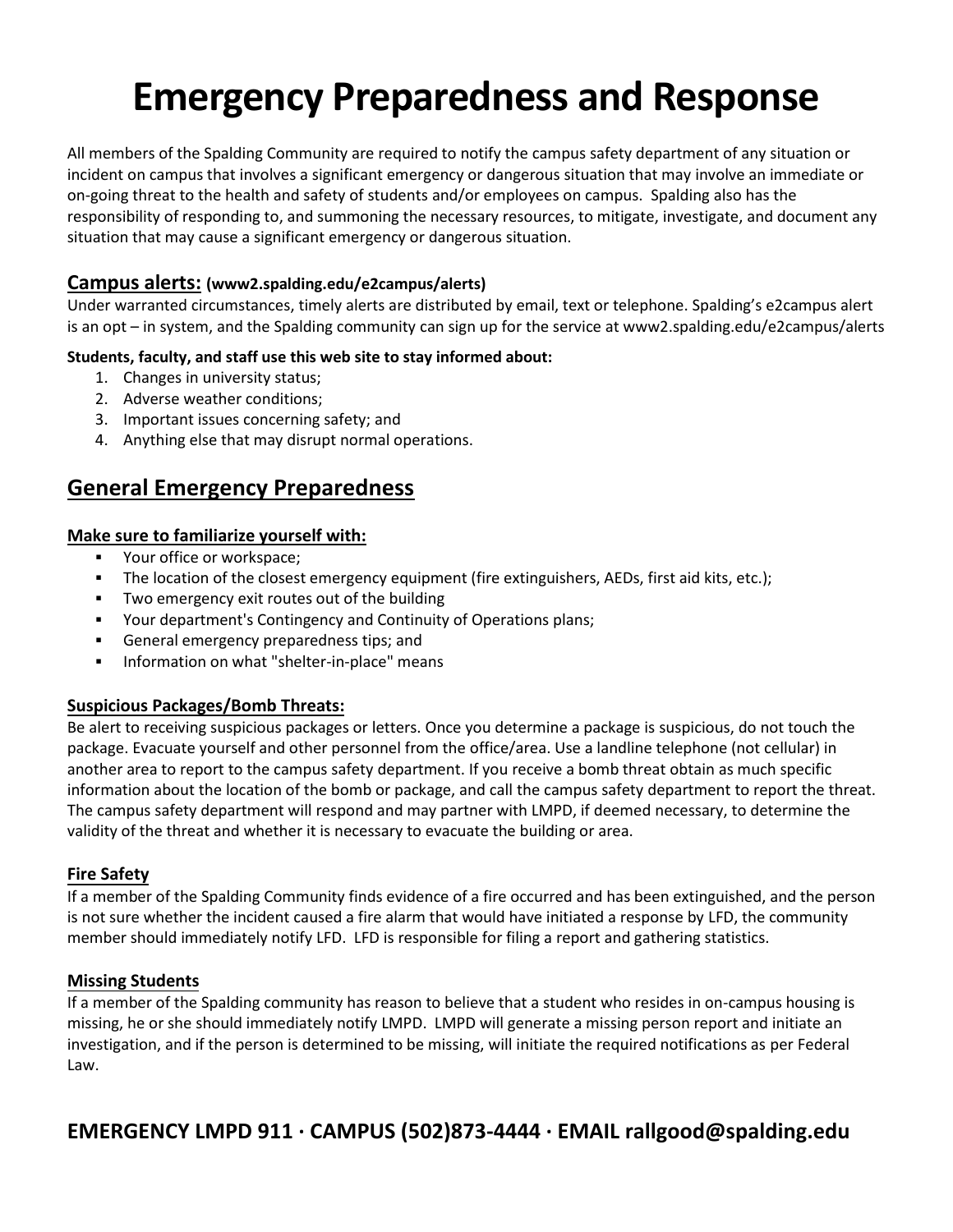# Emergency Preparedness and Response

All members of the Spalding Community are required to notify the campus safety department of any situation or incident on campus that involves a significant emergency or dangerous situation that may involve an immediate or on-going threat to the health and safety of students and/or employees on campus. Spalding also has the responsibility of responding to, and summoning the necessary resources, to mitigate, investigate, and document any situation that may cause a significant emergency or dangerous situation.

## Campus alerts: (www2.spalding.edu/e2campus/alerts)

Under warranted circumstances, timely alerts are distributed by email, text or telephone. Spalding's e2campus alert is an opt – in system, and the Spalding community can sign up for the service at www2.spalding.edu/e2campus/alerts

**Students, faculty, and staff use this web site to stay informed about:**

1. Changes in university status;
2. Adverse weather conditions;
3. Important issues concerning safety; and
4. Anything else that may disrupt normal operations.

## General Emergency Preparedness

### Make sure to familiarize yourself with:

- Your office or workspace;
- The location of the closest emergency equipment (fire extinguishers, AEDs, first aid kits, etc.);
- Two emergency exit routes out of the building
- Your department's Contingency and Continuity of Operations plans;
- General emergency preparedness tips; and
- Information on what "shelter-in-place" means

### Suspicious Packages/Bomb Threats:

Be alert to receiving suspicious packages or letters. Once you determine a package is suspicious, do not touch the package. Evacuate yourself and other personnel from the office/area. Use a landline telephone (not cellular) in another area to report to the campus safety department. If you receive a bomb threat obtain as much specific information about the location of the bomb or package, and call the campus safety department to report the threat. The campus safety department will respond and may partner with LMPD, if deemed necessary, to determine the validity of the threat and whether it is necessary to evacuate the building or area.

### Fire Safety

If a member of the Spalding Community finds evidence of a fire occurred and has been extinguished, and the person is not sure whether the incident caused a fire alarm that would have initiated a response by LFD, the community member should immediately notify LFD. LFD is responsible for filing a report and gathering statistics.

### Missing Students

If a member of the Spalding community has reason to believe that a student who resides in on-campus housing is missing, he or she should immediately notify LMPD. LMPD will generate a missing person report and initiate an investigation, and if the person is determined to be missing, will initiate the required notifications as per Federal Law.

## EMERGENCY LMPD 911 · CAMPUS (502)873-4444 · EMAIL rallgood@spalding.edu